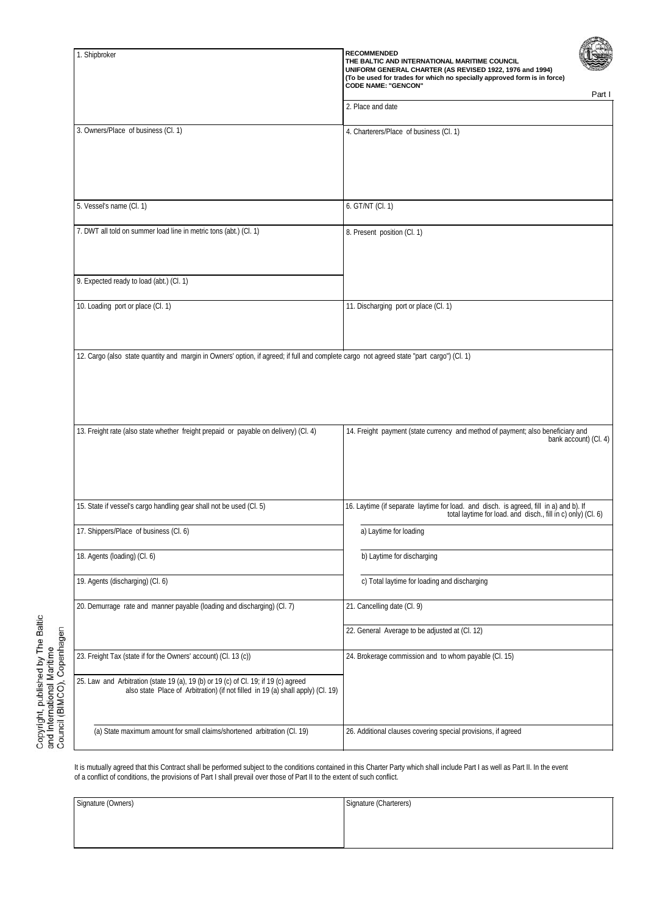| 1. Shipbroker | **RECOMMENDED**<br>**THE BALTIC AND INTERNATIONAL MARITIME COUNCIL**<br>**UNIFORM GENERAL CHARTER (AS REVISED 1922, 1976 and 1994)**<br>**(To be used for trades for which no specially approved form is in force)**<br>**CODE NAME: "GENCON"**<br>Part I |
|---|---|
| | 2. Place and date |
| 3. Owners/Place of business (Cl. 1) | 4. Charterers/Place of business (Cl. 1) |
| 5. Vessel's name (Cl. 1) | 6. GT/NT (Cl. 1) |
| 7. DWT all told on summer load line in metric tons (abt.) (Cl. 1) | 8. Present position (Cl. 1) |
| 9. Expected ready to load (abt.) (Cl. 1) | |
| 10. Loading port or place (Cl. 1) | 11. Discharging port or place (Cl. 1) |
| 12. Cargo (also state quantity and margin in Owners' option, if agreed; if full and complete cargo not agreed state "part cargo") (Cl. 1) | |
| 13. Freight rate (also state whether freight prepaid or payable on delivery) (Cl. 4) | 14. Freight payment (state currency and method of payment; also beneficiary and bank account) (Cl. 4) |
| 15. State if vessel's cargo handling gear shall not be used (Cl. 5) | 16. Laytime (if separate laytime for load. and disch. is agreed, fill in a) and b). If total laytime for load. and disch., fill in c) only) (Cl. 6) |
| 17. Shippers/Place of business (Cl. 6) | a) Laytime for loading |
| 18. Agents (loading) (Cl. 6) | b) Laytime for discharging |
| 19. Agents (discharging) (Cl. 6) | c) Total laytime for loading and discharging |
| 20. Demurrage rate and manner payable (loading and discharging) (Cl. 7) | 21. Cancelling date (Cl. 9) |
| | 22. General Average to be adjusted at (Cl. 12) |
| 23. Freight Tax (state if for the Owners' account) (Cl. 13 (c)) | 24. Brokerage commission and to whom payable (Cl. 15) |
| 25. Law and Arbitration (state 19 (a), 19 (b) or 19 (c) of Cl. 19; if 19 (c) agreed also state Place of Arbitration) (if not filled in 19 (a) shall apply) (Cl. 19) | |
| (a) State maximum amount for small claims/shortened arbitration (Cl. 19) | 26. Additional clauses covering special provisions, if agreed |

It is mutually agreed that this Contract shall be performed subject to the conditions contained in this Charter Party which shall include Part I as well as Part II. In the event of a conflict of conditions, the provisions of Part I shall prevail over those of Part II to the extent of such conflict.

| Signature (Owners) | Signature (Charterers) |
|---|---|
| | |

Copyright, published by The Baltic and International Maritime Council (BIMCO), Copenhagen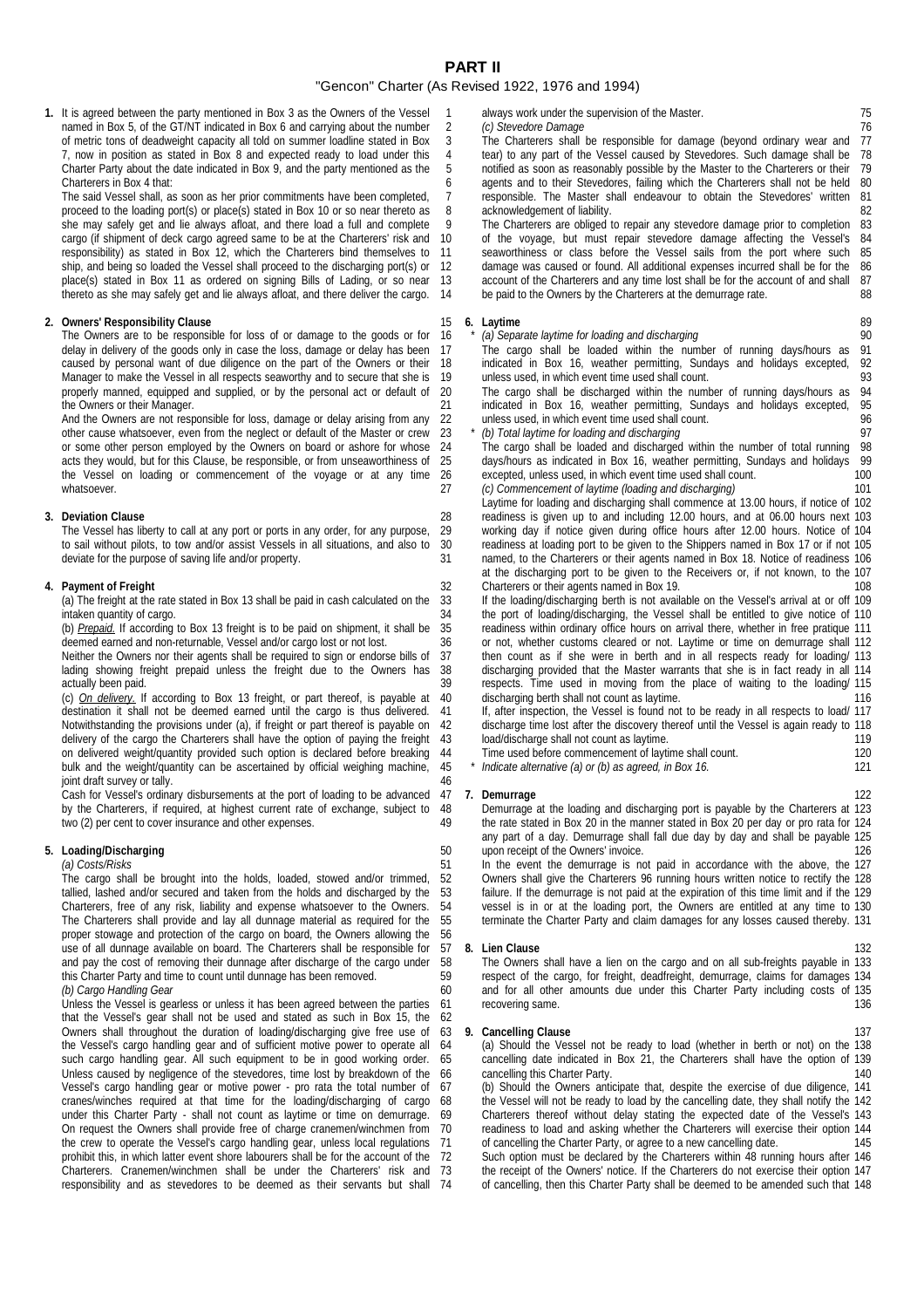# PART II

## "Gencon" Charter (As Revised 1922, 1976 and 1994)

**1.** It is agreed between the party mentioned in Box 3 as the Owners of the Vessel named in Box 5, of the GT/NT indicated in Box 6 and carrying about the number of metric tons of deadweight capacity all told on summer loadline stated in Box 7, now in position as stated in Box 8 and expected ready to load under this Charter Party about the date indicated in Box 9, and the party mentioned as the Charterers in Box 4 that:

The said Vessel shall, as soon as her prior commitments have been completed, proceed to the loading port(s) or place(s) stated in Box 10 or so near thereto as she may safely get and lie always afloat, and there load a full and complete cargo (if shipment of deck cargo agreed same to be at the Charterers' risk and responsibility) as stated in Box 12, which the Charterers bind themselves to ship, and being so loaded the Vessel shall proceed to the discharging port(s) or place(s) stated in Box 11 as ordered on signing Bills of Lading, or so near thereto as she may safely get and lie always afloat, and there deliver the cargo.

**2. Owners' Responsibility Clause**

The Owners are to be responsible for loss of or damage to the goods or for delay in delivery of the goods only in case the loss, damage or delay has been caused by personal want of due diligence on the part of the Owners or their Manager to make the Vessel in all respects seaworthy and to secure that she is properly manned, equipped and supplied, or by the personal act or default of the Owners or their Manager.

And the Owners are not responsible for loss, damage or delay arising from any other cause whatsoever, even from the neglect or default of the Master or crew or some other person employed by the Owners on board or ashore for whose acts they would, but for this Clause, be responsible, or from unseaworthiness of the Vessel on loading or commencement of the voyage or at any time whatsoever.

**3. Deviation Clause**

The Vessel has liberty to call at any port or ports in any order, for any purpose, to sail without pilots, to tow and/or assist Vessels in all situations, and also to deviate for the purpose of saving life and/or property.

**4. Payment of Freight**

(a) The freight at the rate stated in Box 13 shall be paid in cash calculated on the intaken quantity of cargo.

(b) *Prepaid.* If according to Box 13 freight is to be paid on shipment, it shall be deemed earned and non-returnable, Vessel and/or cargo lost or not lost.

Neither the Owners nor their agents shall be required to sign or endorse bills of lading showing freight prepaid unless the freight due to the Owners has actually been paid.

(c) *On delivery.* If according to Box 13 freight, or part thereof, is payable at destination it shall not be deemed earned until the cargo is thus delivered. Notwithstanding the provisions under (a), if freight or part thereof is payable on delivery of the cargo the Charterers shall have the option of paying the freight on delivered weight/quantity provided such option is declared before breaking bulk and the weight/quantity can be ascertained by official weighing machine, joint draft survey or tally.

Cash for Vessel's ordinary disbursements at the port of loading to be advanced by the Charterers, if required, at highest current rate of exchange, subject to two (2) per cent to cover insurance and other expenses.

**5. Loading/Discharging**

*(a) Costs/Risks*

The cargo shall be brought into the holds, loaded, stowed and/or trimmed, tallied, lashed and/or secured and taken from the holds and discharged by the Charterers, free of any risk, liability and expense whatsoever to the Owners. The Charterers shall provide and lay all dunnage material as required for the proper stowage and protection of the cargo on board, the Owners allowing the use of all dunnage available on board. The Charterers shall be responsible for and pay the cost of removing their dunnage after discharge of the cargo under this Charter Party and time to count until dunnage has been removed.

*(b) Cargo Handling Gear*

Unless the Vessel is gearless or unless it has been agreed between the parties that the Vessel's gear shall not be used and stated as such in Box 15, the Owners shall throughout the duration of loading/discharging give free use of the Vessel's cargo handling gear and of sufficient motive power to operate all such cargo handling gear. All such equipment to be in good working order. Unless caused by negligence of the stevedores, time lost by breakdown of the Vessel's cargo handling gear or motive power - pro rata the total number of cranes/winches required at that time for the loading/discharging of cargo under this Charter Party - shall not count as laytime or time on demurrage. On request the Owners shall provide free of charge cranemen/winchmen from the crew to operate the Vessel's cargo handling gear, unless local regulations prohibit this, in which latter event shore labourers shall be for the account of the Charterers. Cranemen/winchmen shall be under the Charterers' risk and responsibility and as stevedores to be deemed as their servants but shall always work under the supervision of the Master.

*(c) Stevedore Damage*

The Charterers shall be responsible for damage (beyond ordinary wear and tear) to any part of the Vessel caused by Stevedores. Such damage shall be notified as soon as reasonably possible by the Master to the Charterers or their agents and to their Stevedores, failing which the Charterers shall not be held responsible. The Master shall endeavour to obtain the Stevedores' written acknowledgement of liability.

The Charterers are obliged to repair any stevedore damage prior to completion of the voyage, but must repair stevedore damage affecting the Vessel's seaworthiness or class before the Vessel sails from the port where such damage was caused or found. All additional expenses incurred shall be for the account of the Charterers and any time lost shall be for the account of and shall be paid to the Owners by the Charterers at the demurrage rate.

**6. Laytime**

\* *(a) Separate laytime for loading and discharging*

The cargo shall be loaded within the number of running days/hours as indicated in Box 16, weather permitting, Sundays and holidays excepted, unless used, in which event time used shall count.

The cargo shall be discharged within the number of running days/hours as indicated in Box 16, weather permitting, Sundays and holidays excepted, unless used, in which event time used shall count.

\* *(b) Total laytime for loading and discharging*

The cargo shall be loaded and discharged within the number of total running days/hours as indicated in Box 16, weather permitting, Sundays and holidays excepted, unless used, in which event time used shall count.

*(c) Commencement of laytime (loading and discharging)*

Laytime for loading and discharging shall commence at 13.00 hours, if notice of readiness is given up to and including 12.00 hours, and at 06.00 hours next working day if notice given during office hours after 12.00 hours. Notice of readiness at loading port to be given to the Shippers named in Box 17 or if not named, to the Charterers or their agents named in Box 18. Notice of readiness at the discharging port to be given to the Receivers or, if not known, to the Charterers or their agents named in Box 19.

If the loading/discharging berth is not available on the Vessel's arrival at or off the port of loading/discharging, the Vessel shall be entitled to give notice of readiness within ordinary office hours on arrival there, whether in free pratique or not, whether customs cleared or not. Laytime or time on demurrage shall then count as if she were in berth and in all respects ready for loading/discharging provided that the Master warrants that she is in fact ready in all respects. Time used in moving from the place of waiting to the loading/discharging berth shall not count as laytime.

If, after inspection, the Vessel is found not to be ready in all respects to load/discharge time lost after the discovery thereof until the Vessel is again ready to load/discharge shall not count as laytime.

Time used before commencement of laytime shall count.

\* *Indicate alternative (a) or (b) as agreed, in Box 16.*

**7. Demurrage**

Demurrage at the loading and discharging port is payable by the Charterers at the rate stated in Box 20 in the manner stated in Box 20 per day or pro rata for any part of a day. Demurrage shall fall due day by day and shall be payable upon receipt of the Owners' invoice.

In the event the demurrage is not paid in accordance with the above, the Owners shall give the Charterers 96 running hours written notice to rectify the failure. If the demurrage is not paid at the expiration of this time limit and if the vessel is in or at the loading port, the Owners are entitled at any time to terminate the Charter Party and claim damages for any losses caused thereby.

**8. Lien Clause**

The Owners shall have a lien on the cargo and on all sub-freights payable in respect of the cargo, for freight, deadfreight, demurrage, claims for damages and for all other amounts due under this Charter Party including costs of recovering same.

**9. Cancelling Clause**

(a) Should the Vessel not be ready to load (whether in berth or not) on the cancelling date indicated in Box 21, the Charterers shall have the option of cancelling this Charter Party.

(b) Should the Owners anticipate that, despite the exercise of due diligence, the Vessel will not be ready to load by the cancelling date, they shall notify the Charterers thereof without delay stating the expected date of the Vessel's readiness to load and asking whether the Charterers will exercise their option of cancelling the Charter Party, or agree to a new cancelling date.

Such option must be declared by the Charterers within 48 running hours after the receipt of the Owners' notice. If the Charterers do not exercise their option of cancelling, then this Charter Party shall be deemed to be amended such that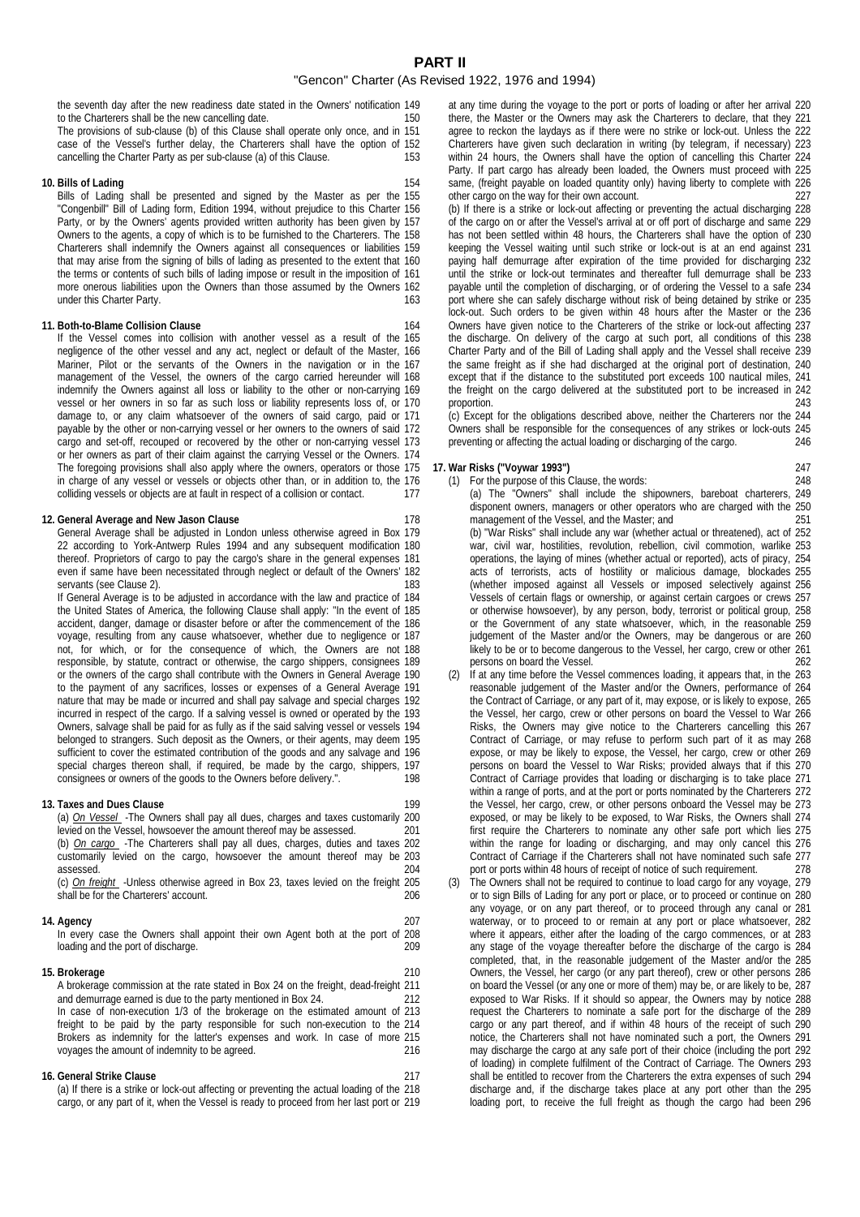## PART II

"Gencon" Charter (As Revised 1922, 1976 and 1994)

the seventh day after the new readiness date stated in the Owners' notification to the Charterers shall be the new cancelling date.

The provisions of sub-clause (b) of this Clause shall operate only once, and in case of the Vessel's further delay, the Charterers shall have the option of cancelling the Charter Party as per sub-clause (a) of this Clause.

**10. Bills of Lading**

Bills of Lading shall be presented and signed by the Master as per the "Congenbill" Bill of Lading form, Edition 1994, without prejudice to this Charter Party, or by the Owners' agents provided written authority has been given by Owners to the agents, a copy of which is to be furnished to the Charterers. The Charterers shall indemnify the Owners against all consequences or liabilities that may arise from the signing of bills of lading as presented to the extent that the terms or contents of such bills of lading impose or result in the imposition of more onerous liabilities upon the Owners than those assumed by the Owners under this Charter Party.

**11. Both-to-Blame Collision Clause**

If the Vessel comes into collision with another vessel as a result of the negligence of the other vessel and any act, neglect or default of the Master, Mariner, Pilot or the servants of the Owners in the navigation or in the management of the Vessel, the owners of the cargo carried hereunder will indemnify the Owners against all loss or liability to the other or non-carrying vessel or her owners in so far as such loss or liability represents loss of, or damage to, or any claim whatsoever of the owners of said cargo, paid or payable by the other or non-carrying vessel or her owners to the owners of said cargo and set-off, recouped or recovered by the other or non-carrying vessel or her owners as part of their claim against the carrying Vessel or the Owners. The foregoing provisions shall also apply where the owners, operators or those in charge of any vessel or vessels or objects other than, or in addition to, the colliding vessels or objects are at fault in respect of a collision or contact.

**12. General Average and New Jason Clause**

General Average shall be adjusted in London unless otherwise agreed in Box 22 according to York-Antwerp Rules 1994 and any subsequent modification thereof. Proprietors of cargo to pay the cargo's share in the general expenses even if same have been necessitated through neglect or default of the Owners' servants (see Clause 2).

If General Average is to be adjusted in accordance with the law and practice of the United States of America, the following Clause shall apply: "In the event of accident, danger, damage or disaster before or after the commencement of the voyage, resulting from any cause whatsoever, whether due to negligence or not, for which, or for the consequence of which, the Owners are not responsible, by statute, contract or otherwise, the cargo shippers, consignees or the owners of the cargo shall contribute with the Owners in General Average to the payment of any sacrifices, losses or expenses of a General Average nature that may be made or incurred and shall pay salvage and special charges incurred in respect of the cargo. If a salving vessel is owned or operated by the Owners, salvage shall be paid for as fully as if the said salving vessel or vessels belonged to strangers. Such deposit as the Owners, or their agents, may deem sufficient to cover the estimated contribution of the goods and any salvage and special charges thereon shall, if required, be made by the cargo, shippers, consignees or owners of the goods to the Owners before delivery.".

**13. Taxes and Dues Clause**

(a) _On Vessel_ -The Owners shall pay all dues, charges and taxes customarily levied on the Vessel, howsoever the amount thereof may be assessed.

(b) _On cargo_ -The Charterers shall pay all dues, charges, duties and taxes customarily levied on the cargo, howsoever the amount thereof may be assessed.

(c) _On freight_ -Unless otherwise agreed in Box 23, taxes levied on the freight shall be for the Charterers' account.

**14. Agency**

In every case the Owners shall appoint their own Agent both at the port of loading and the port of discharge.

**15. Brokerage**

A brokerage commission at the rate stated in Box 24 on the freight, dead-freight and demurrage earned is due to the party mentioned in Box 24.

In case of non-execution 1/3 of the brokerage on the estimated amount of freight to be paid by the party responsible for such non-execution to the Brokers as indemnity for the latter's expenses and work. In case of more voyages the amount of indemnity to be agreed.

**16. General Strike Clause**

(a) If there is a strike or lock-out affecting or preventing the actual loading of the cargo, or any part of it, when the Vessel is ready to proceed from her last port or at any time during the voyage to the port or ports of loading or after her arrival there, the Master or the Owners may ask the Charterers to declare, that they agree to reckon the laydays as if there were no strike or lock-out. Unless the Charterers have given such declaration in writing (by telegram, if necessary) within 24 hours, the Owners shall have the option of cancelling this Charter Party. If part cargo has already been loaded, the Owners must proceed with same, (freight payable on loaded quantity only) having liberty to complete with other cargo on the way for their own account.

(b) If there is a strike or lock-out affecting or preventing the actual discharging of the cargo on or after the Vessel's arrival at or off port of discharge and same has not been settled within 48 hours, the Charterers shall have the option of keeping the Vessel waiting until such strike or lock-out is at an end against paying half demurrage after expiration of the time provided for discharging until the strike or lock-out terminates and thereafter full demurrage shall be payable until the completion of discharging, or of ordering the Vessel to a safe port where she can safely discharge without risk of being detained by strike or lock-out. Such orders to be given within 48 hours after the Master or the Owners have given notice to the Charterers of the strike or lock-out affecting the discharge. On delivery of the cargo at such port, all conditions of this Charter Party and of the Bill of Lading shall apply and the Vessel shall receive the same freight as if she had discharged at the original port of destination, except that if the distance to the substituted port exceeds 100 nautical miles, the freight on the cargo delivered at the substituted port to be increased in proportion.

(c) Except for the obligations described above, neither the Charterers nor the Owners shall be responsible for the consequences of any strikes or lock-outs preventing or affecting the actual loading or discharging of the cargo.

**17. War Risks ("Voywar 1993")**

(1) For the purpose of this Clause, the words:

(a) The "Owners" shall include the shipowners, bareboat charterers, disponent owners, managers or other operators who are charged with the management of the Vessel, and the Master; and

(b) "War Risks" shall include any war (whether actual or threatened), act of war, civil war, hostilities, revolution, rebellion, civil commotion, warlike operations, the laying of mines (whether actual or reported), acts of piracy, acts of terrorists, acts of hostility or malicious damage, blockades (whether imposed against all Vessels or imposed selectively against Vessels of certain flags or ownership, or against certain cargoes or crews or otherwise howsoever), by any person, body, terrorist or political group, or the Government of any state whatsoever, which, in the reasonable judgement of the Master and/or the Owners, may be dangerous or are likely to be or to become dangerous to the Vessel, her cargo, crew or other persons on board the Vessel.

(2) If at any time before the Vessel commences loading, it appears that, in the reasonable judgement of the Master and/or the Owners, performance of the Contract of Carriage, or any part of it, may expose, or is likely to expose, the Vessel, her cargo, crew or other persons on board the Vessel to War Risks, the Owners may give notice to the Charterers cancelling this Contract of Carriage, or may refuse to perform such part of it as may expose, or may be likely to expose, the Vessel, her cargo, crew or other persons on board the Vessel to War Risks; provided always that if this Contract of Carriage provides that loading or discharging is to take place within a range of ports, and at the port or ports nominated by the Charterers the Vessel, her cargo, crew, or other persons onboard the Vessel may be exposed, or may be likely to be exposed, to War Risks, the Owners shall first require the Charterers to nominate any other safe port which lies within the range for loading or discharging, and may only cancel this Contract of Carriage if the Charterers shall not have nominated such safe port or ports within 48 hours of receipt of notice of such requirement.

(3) The Owners shall not be required to continue to load cargo for any voyage, or to sign Bills of Lading for any port or place, or to proceed or continue on any voyage, or on any part thereof, or to proceed through any canal or waterway, or to proceed to or remain at any port or place whatsoever, where it appears, either after the loading of the cargo commences, or at any stage of the voyage thereafter before the discharge of the cargo is completed, that, in the reasonable judgement of the Master and/or the Owners, the Vessel, her cargo (or any part thereof), crew or other persons on board the Vessel (or any one or more of them) may be, or are likely to be, exposed to War Risks. If it should so appear, the Owners may by notice request the Charterers to nominate a safe port for the discharge of the cargo or any part thereof, and if within 48 hours of the receipt of such notice, the Charterers shall not have nominated such a port, the Owners may discharge the cargo at any safe port of their choice (including the port of loading) in complete fulfilment of the Contract of Carriage. The Owners shall be entitled to recover from the Charterers the extra expenses of such discharge and, if the discharge takes place at any port other than the loading port, to receive the full freight as though the cargo had been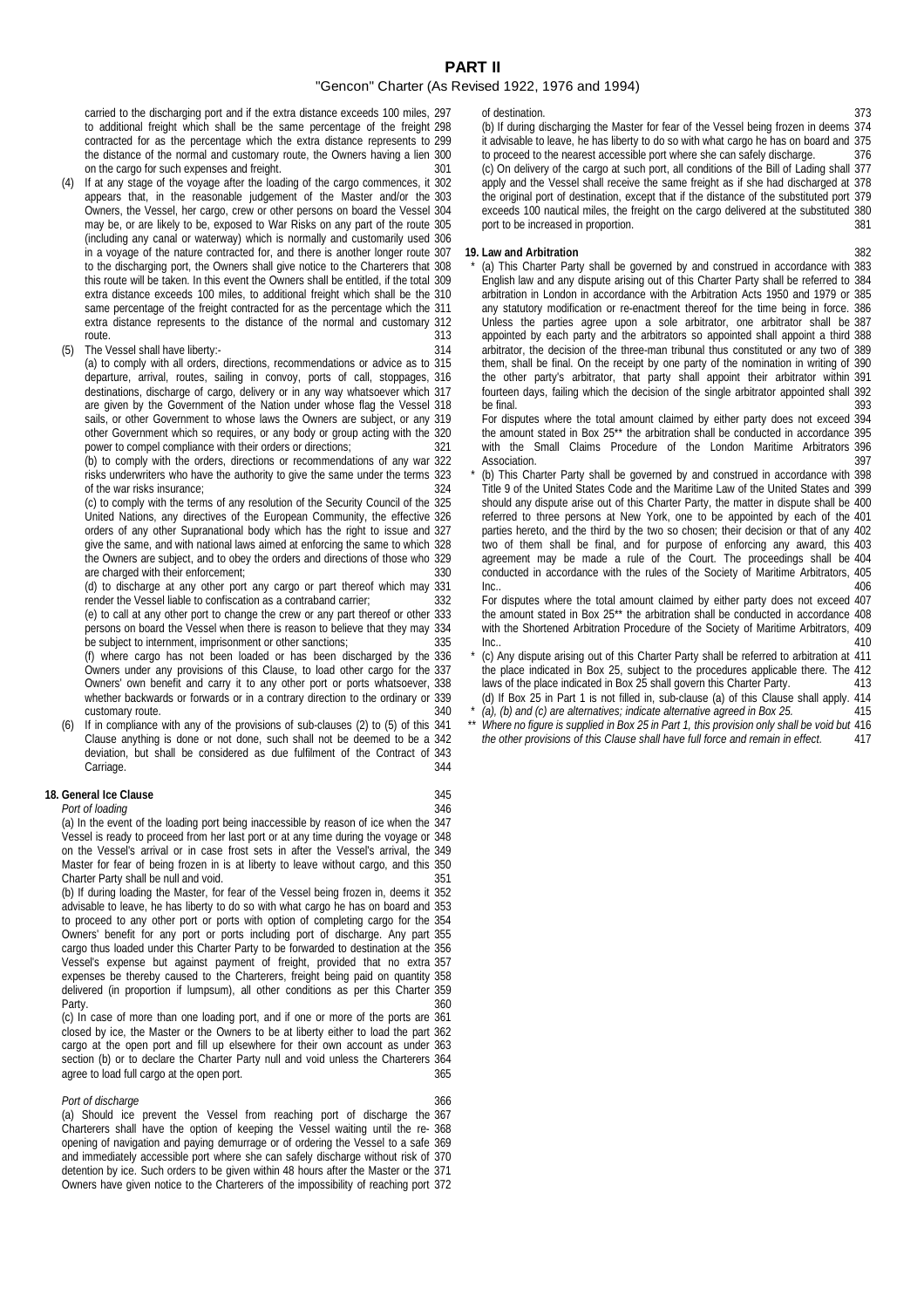# PART II

## "Gencon" Charter (As Revised 1922, 1976 and 1994)

carried to the discharging port and if the extra distance exceeds 100 miles, to additional freight which shall be the same percentage of the freight contracted for as the percentage which the extra distance represents to the distance of the normal and customary route, the Owners having a lien on the cargo for such expenses and freight.

(4) If at any stage of the voyage after the loading of the cargo commences, it appears that, in the reasonable judgement of the Master and/or the Owners, the Vessel, her cargo, crew or other persons on board the Vessel may be, or are likely to be, exposed to War Risks on any part of the route (including any canal or waterway) which is normally and customarily used in a voyage of the nature contracted for, and there is another longer route to the discharging port, the Owners shall give notice to the Charterers that this route will be taken. In this event the Owners shall be entitled, if the total extra distance exceeds 100 miles, to additional freight which shall be the same percentage of the freight contracted for as the percentage which the extra distance represents to the distance of the normal and customary route.

(5) The Vessel shall have liberty:-

(a) to comply with all orders, directions, recommendations or advice as to departure, arrival, routes, sailing in convoy, ports of call, stoppages, destinations, discharge of cargo, delivery or in any way whatsoever which are given by the Government of the Nation under whose flag the Vessel sails, or other Government to whose laws the Owners are subject, or any other Government which so requires, or any body or group acting with the power to compel compliance with their orders or directions;

(b) to comply with the orders, directions or recommendations of any war risks underwriters who have the authority to give the same under the terms of the war risks insurance;

(c) to comply with the terms of any resolution of the Security Council of the United Nations, any directives of the European Community, the effective orders of any other Supranational body which has the right to issue and give the same, and with national laws aimed at enforcing the same to which the Owners are subject, and to obey the orders and directions of those who are charged with their enforcement;

(d) to discharge at any other port any cargo or part thereof which may render the Vessel liable to confiscation as a contraband carrier;

(e) to call at any other port to change the crew or any part thereof or other persons on board the Vessel when there is reason to believe that they may be subject to internment, imprisonment or other sanctions;

(f) where cargo has not been loaded or has been discharged by the Owners under any provisions of this Clause, to load other cargo for the Owners' own benefit and carry it to any other port or ports whatsoever, whether backwards or forwards or in a contrary direction to the ordinary or customary route.

(6) If in compliance with any of the provisions of sub-clauses (2) to (5) of this Clause anything is done or not done, such shall not be deemed to be a deviation, but shall be considered as due fulfilment of the Contract of Carriage.

**18. General Ice Clause**

*Port of loading*

(a) In the event of the loading port being inaccessible by reason of ice when the Vessel is ready to proceed from her last port or at any time during the voyage or on the Vessel's arrival or in case frost sets in after the Vessel's arrival, the Master for fear of being frozen in is at liberty to leave without cargo, and this Charter Party shall be null and void.

(b) If during loading the Master, for fear of the Vessel being frozen in, deems it advisable to leave, he has liberty to do so with what cargo he has on board and to proceed to any other port or ports with option of completing cargo for the Owners' benefit for any port or ports including port of discharge. Any part cargo thus loaded under this Charter Party to be forwarded to destination at the Vessel's expense but against payment of freight, provided that no extra expenses be thereby caused to the Charterers, freight being paid on quantity delivered (in proportion if lumpsum), all other conditions as per this Charter Party.

(c) In case of more than one loading port, and if one or more of the ports are closed by ice, the Master or the Owners to be at liberty either to load the part cargo at the open port and fill up elsewhere for their own account as under section (b) or to declare the Charter Party null and void unless the Charterers agree to load full cargo at the open port.

*Port of discharge*

(a) Should ice prevent the Vessel from reaching port of discharge the Charterers shall have the option of keeping the Vessel waiting until the re-opening of navigation and paying demurrage or of ordering the Vessel to a safe and immediately accessible port where she can safely discharge without risk of detention by ice. Such orders to be given within 48 hours after the Master or the Owners have given notice to the Charterers of the impossibility of reaching port of destination.

(b) If during discharging the Master for fear of the Vessel being frozen in deems it advisable to leave, he has liberty to do so with what cargo he has on board and to proceed to the nearest accessible port where she can safely discharge.

(c) On delivery of the cargo at such port, all conditions of the Bill of Lading shall apply and the Vessel shall receive the same freight as if she had discharged at the original port of destination, except that if the distance of the substituted port exceeds 100 nautical miles, the freight on the cargo delivered at the substituted port to be increased in proportion.

**19. Law and Arbitration**

\* (a) This Charter Party shall be governed by and construed in accordance with English law and any dispute arising out of this Charter Party shall be referred to arbitration in London in accordance with the Arbitration Acts 1950 and 1979 or any statutory modification or re-enactment thereof for the time being in force. Unless the parties agree upon a sole arbitrator, one arbitrator shall be appointed by each party and the arbitrators so appointed shall appoint a third arbitrator, the decision of the three-man tribunal thus constituted or any two of them, shall be final. On the receipt by one party of the nomination in writing of the other party's arbitrator, that party shall appoint their arbitrator within fourteen days, failing which the decision of the single arbitrator appointed shall be final.

For disputes where the total amount claimed by either party does not exceed the amount stated in Box 25** the arbitration shall be conducted in accordance with the Small Claims Procedure of the London Maritime Arbitrators Association.

\* (b) This Charter Party shall be governed by and construed in accordance with Title 9 of the United States Code and the Maritime Law of the United States and should any dispute arise out of this Charter Party, the matter in dispute shall be referred to three persons at New York, one to be appointed by each of the parties hereto, and the third by the two so chosen; their decision or that of any two of them shall be final, and for purpose of enforcing any award, this agreement may be made a rule of the Court. The proceedings shall be conducted in accordance with the rules of the Society of Maritime Arbitrators, Inc..

For disputes where the total amount claimed by either party does not exceed the amount stated in Box 25** the arbitration shall be conducted in accordance with the Shortened Arbitration Procedure of the Society of Maritime Arbitrators, Inc..

\* (c) Any dispute arising out of this Charter Party shall be referred to arbitration at the place indicated in Box 25, subject to the procedures applicable there. The laws of the place indicated in Box 25 shall govern this Charter Party.

(d) If Box 25 in Part 1 is not filled in, sub-clause (a) of this Clause shall apply.

\* *(a), (b) and (c) are alternatives; indicate alternative agreed in Box 25.*

\** *Where no figure is supplied in Box 25 in Part 1, this provision only shall be void but the other provisions of this Clause shall have full force and remain in effect.*